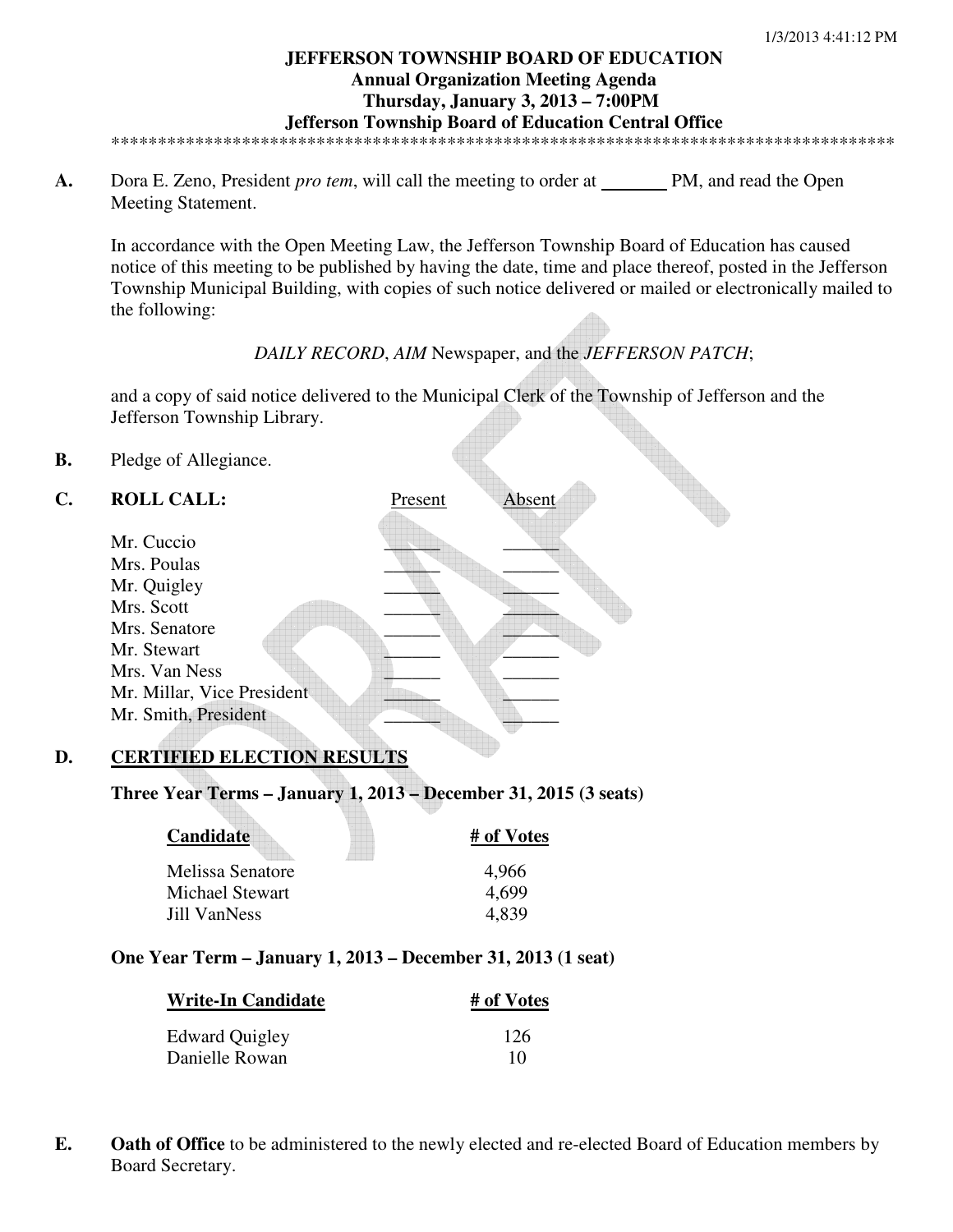**JEFFERSON TOWNSHIP BOARD OF EDUCATION**
**Annual Organization Meeting Agenda**
**Thursday, January 3, 2013 – 7:00PM**
**Jefferson Township Board of Education Central Office**

*************************************************************************************

**A.** Dora E. Zeno, President *pro tem*, will call the meeting to order at _______ PM, and read the Open Meeting Statement.

In accordance with the Open Meeting Law, the Jefferson Township Board of Education has caused notice of this meeting to be published by having the date, time and place thereof, posted in the Jefferson Township Municipal Building, with copies of such notice delivered or mailed or electronically mailed to the following:

*DAILY RECORD*, *AIM* Newspaper, and the *JEFFERSON PATCH*;

and a copy of said notice delivered to the Municipal Clerk of the Township of Jefferson and the Jefferson Township Library.

**B.** Pledge of Allegiance.

**C.** **ROLL CALL:**

| | Present | Absent |
|---|---|---|
| Mr. Cuccio | ______ | ______ |
| Mrs. Poulas | ______ | ______ |
| Mr. Quigley | ______ | ______ |
| Mrs. Scott | ______ | ______ |
| Mrs. Senatore | ______ | ______ |
| Mr. Stewart | ______ | ______ |
| Mrs. Van Ness | ______ | ______ |
| Mr. Millar, Vice President | ______ | ______ |
| Mr. Smith, President | ______ | ______ |

**D.** **CERTIFIED ELECTION RESULTS**

**Three Year Terms – January 1, 2013 – December 31, 2015 (3 seats)**

| Candidate | # of Votes |
|---|---|
| Melissa Senatore | 4,966 |
| Michael Stewart | 4,699 |
| Jill VanNess | 4,839 |

**One Year Term – January 1, 2013 – December 31, 2013 (1 seat)**

| Write-In Candidate | # of Votes |
|---|---|
| Edward Quigley | 126 |
| Danielle Rowan | 10 |

**E.** **Oath of Office** to be administered to the newly elected and re-elected Board of Education members by Board Secretary.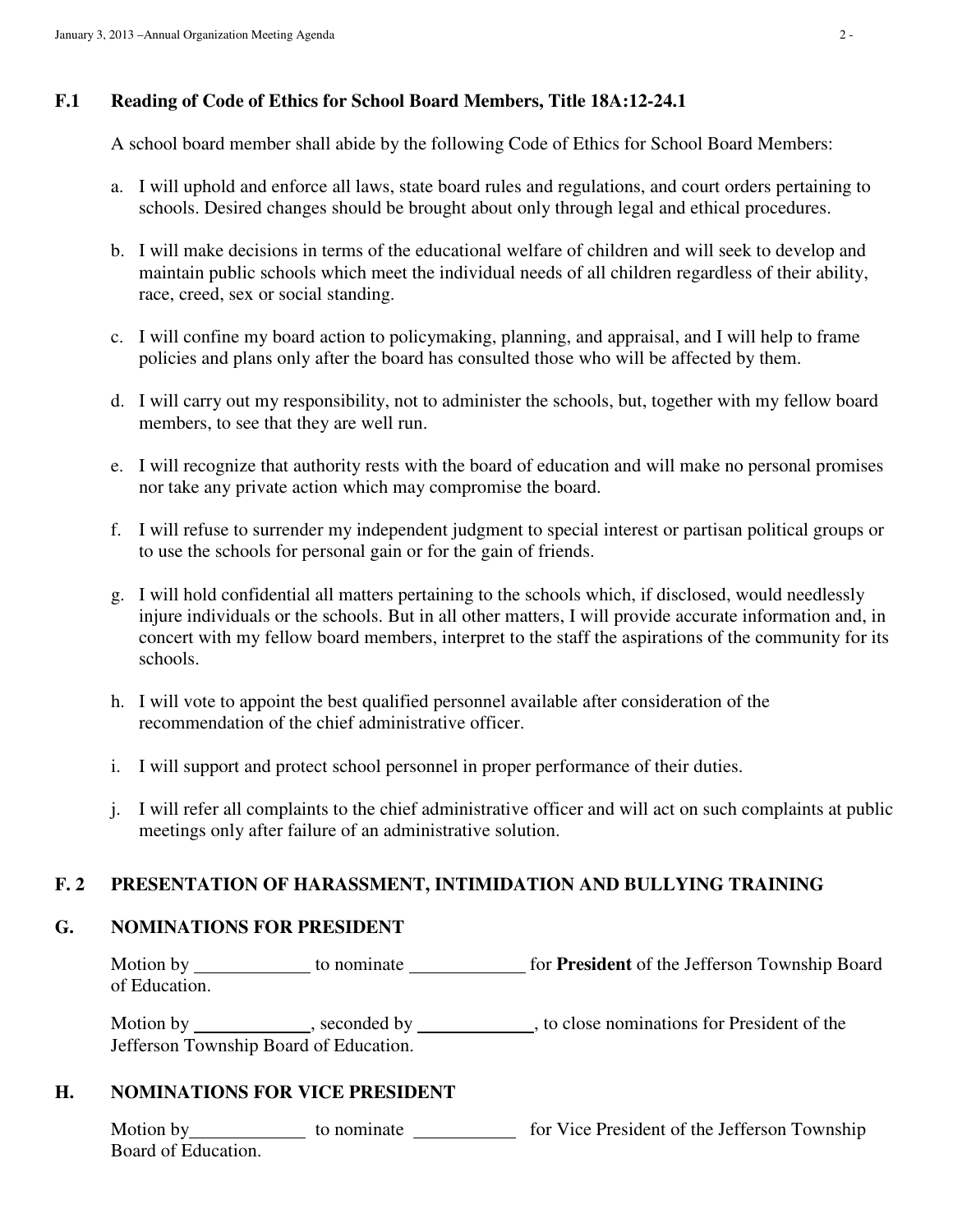## F.1 Reading of Code of Ethics for School Board Members, Title 18A:12-24.1

A school board member shall abide by the following Code of Ethics for School Board Members:

a. I will uphold and enforce all laws, state board rules and regulations, and court orders pertaining to schools. Desired changes should be brought about only through legal and ethical procedures.

b. I will make decisions in terms of the educational welfare of children and will seek to develop and maintain public schools which meet the individual needs of all children regardless of their ability, race, creed, sex or social standing.

c. I will confine my board action to policymaking, planning, and appraisal, and I will help to frame policies and plans only after the board has consulted those who will be affected by them.

d. I will carry out my responsibility, not to administer the schools, but, together with my fellow board members, to see that they are well run.

e. I will recognize that authority rests with the board of education and will make no personal promises nor take any private action which may compromise the board.

f. I will refuse to surrender my independent judgment to special interest or partisan political groups or to use the schools for personal gain or for the gain of friends.

g. I will hold confidential all matters pertaining to the schools which, if disclosed, would needlessly injure individuals or the schools. But in all other matters, I will provide accurate information and, in concert with my fellow board members, interpret to the staff the aspirations of the community for its schools.

h. I will vote to appoint the best qualified personnel available after consideration of the recommendation of the chief administrative officer.

i. I will support and protect school personnel in proper performance of their duties.

j. I will refer all complaints to the chief administrative officer and will act on such complaints at public meetings only after failure of an administrative solution.

## F. 2 PRESENTATION OF HARASSMENT, INTIMIDATION AND BULLYING TRAINING

## G. NOMINATIONS FOR PRESIDENT

Motion by ____________ to nominate ____________ for **President** of the Jefferson Township Board of Education.

Motion by ____________, seconded by ____________, to close nominations for President of the Jefferson Township Board of Education.

## H. NOMINATIONS FOR VICE PRESIDENT

Motion by____________ to nominate ___________ for Vice President of the Jefferson Township Board of Education.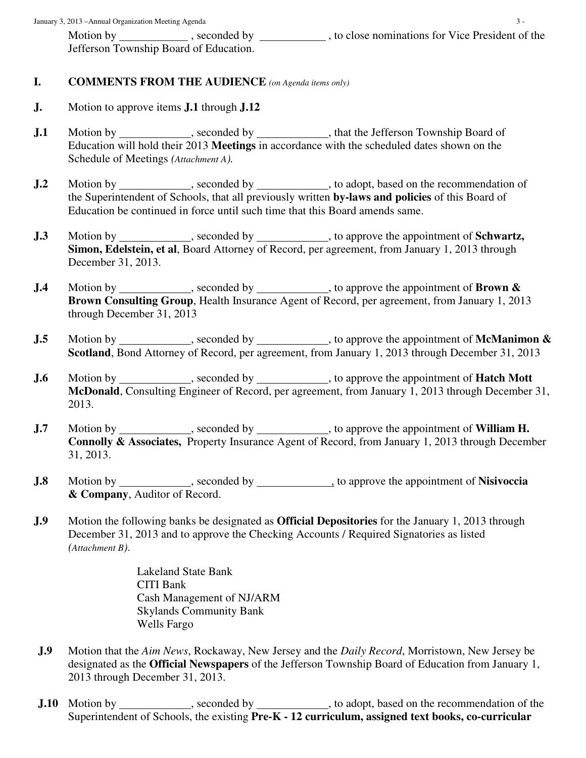Motion by ____________ , seconded by ____________ , to close nominations for Vice President of the Jefferson Township Board of Education.

**I.** **COMMENTS FROM THE AUDIENCE** *(on Agenda items only)*

**J.** Motion to approve items **J.1** through **J.12**

**J.1** Motion by ____________, seconded by ____________, that the Jefferson Township Board of Education will hold their 2013 **Meetings** in accordance with the scheduled dates shown on the Schedule of Meetings *(Attachment A).*

**J.2** Motion by ____________, seconded by ____________, to adopt, based on the recommendation of the Superintendent of Schools, that all previously written **by-laws and policies** of this Board of Education be continued in force until such time that this Board amends same.

**J.3** Motion by ____________, seconded by ____________, to approve the appointment of **Schwartz, Simon, Edelstein, et al**, Board Attorney of Record, per agreement, from January 1, 2013 through December 31, 2013.

**J.4** Motion by ____________, seconded by ____________, to approve the appointment of **Brown & Brown Consulting Group**, Health Insurance Agent of Record, per agreement, from January 1, 2013 through December 31, 2013

**J.5** Motion by ____________, seconded by ____________, to approve the appointment of **McManimon & Scotland**, Bond Attorney of Record, per agreement, from January 1, 2013 through December 31, 2013

**J.6** Motion by ____________, seconded by ____________, to approve the appointment of **Hatch Mott McDonald**, Consulting Engineer of Record, per agreement, from January 1, 2013 through December 31, 2013.

**J.7** Motion by ____________, seconded by ____________, to approve the appointment of **William H. Connolly & Associates,** Property Insurance Agent of Record, from January 1, 2013 through December 31, 2013.

**J.8** Motion by ____________, seconded by ____________, to approve the appointment of **Nisivoccia & Company**, Auditor of Record.

**J.9** Motion the following banks be designated as **Official Depositories** for the January 1, 2013 through December 31, 2013 and to approve the Checking Accounts / Required Signatories as listed *(Attachment B).*

Lakeland State Bank
CITI Bank
Cash Management of NJ/ARM
Skylands Community Bank
Wells Fargo

**J.9** Motion that the *Aim News*, Rockaway, New Jersey and the *Daily Record*, Morristown, New Jersey be designated as the **Official Newspapers** of the Jefferson Township Board of Education from January 1, 2013 through December 31, 2013.

**J.10** Motion by ____________, seconded by ____________, to adopt, based on the recommendation of the Superintendent of Schools, the existing **Pre-K - 12 curriculum, assigned text books, co-curricular**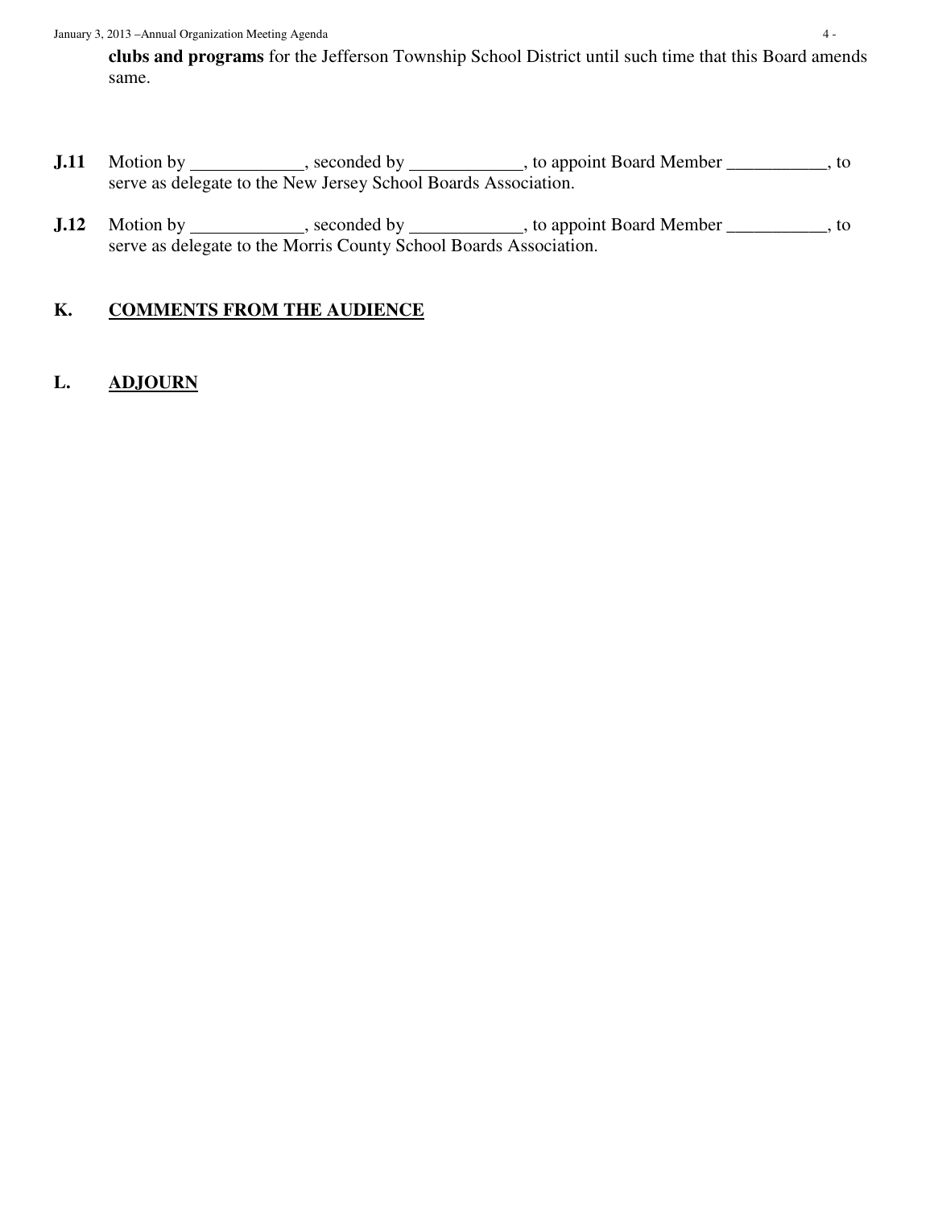**clubs and programs** for the Jefferson Township School District until such time that this Board amends same.

**J.11** Motion by ____________, seconded by ____________, to appoint Board Member ___________, to serve as delegate to the New Jersey School Boards Association.

**J.12** Motion by ____________, seconded by ____________, to appoint Board Member ___________, to serve as delegate to the Morris County School Boards Association.

## K. COMMENTS FROM THE AUDIENCE

## L. ADJOURN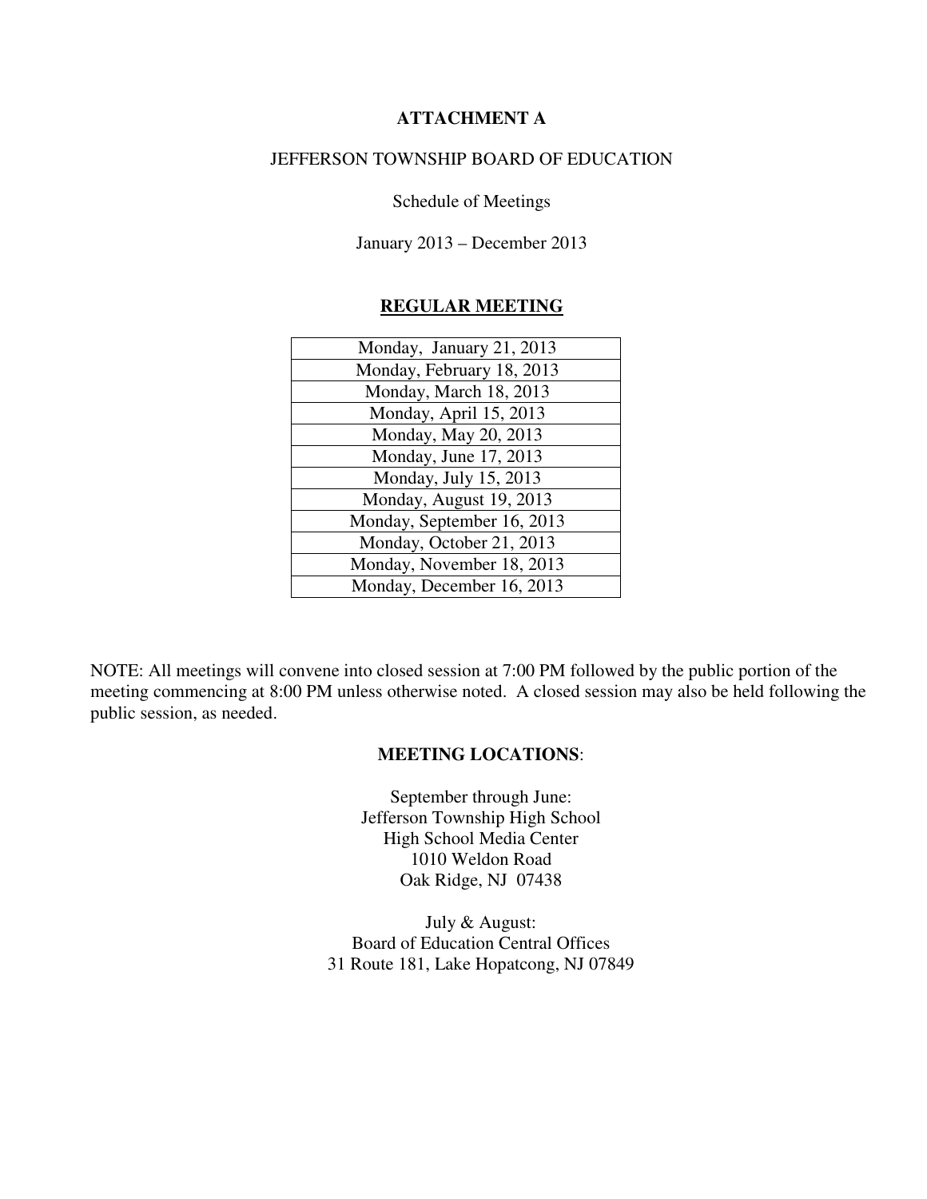**ATTACHMENT A**

JEFFERSON TOWNSHIP BOARD OF EDUCATION

Schedule of Meetings

January 2013 – December 2013

**REGULAR MEETING**

| Monday, January 21, 2013 |
|---|
| Monday, February 18, 2013 |
| Monday, March 18, 2013 |
| Monday, April 15, 2013 |
| Monday, May 20, 2013 |
| Monday, June 17, 2013 |
| Monday, July 15, 2013 |
| Monday, August 19, 2013 |
| Monday, September 16, 2013 |
| Monday, October 21, 2013 |
| Monday, November 18, 2013 |
| Monday, December 16, 2013 |

NOTE: All meetings will convene into closed session at 7:00 PM followed by the public portion of the meeting commencing at 8:00 PM unless otherwise noted. A closed session may also be held following the public session, as needed.

**MEETING LOCATIONS**:

September through June:
Jefferson Township High School
High School Media Center
1010 Weldon Road
Oak Ridge, NJ 07438

July & August:
Board of Education Central Offices
31 Route 181, Lake Hopatcong, NJ 07849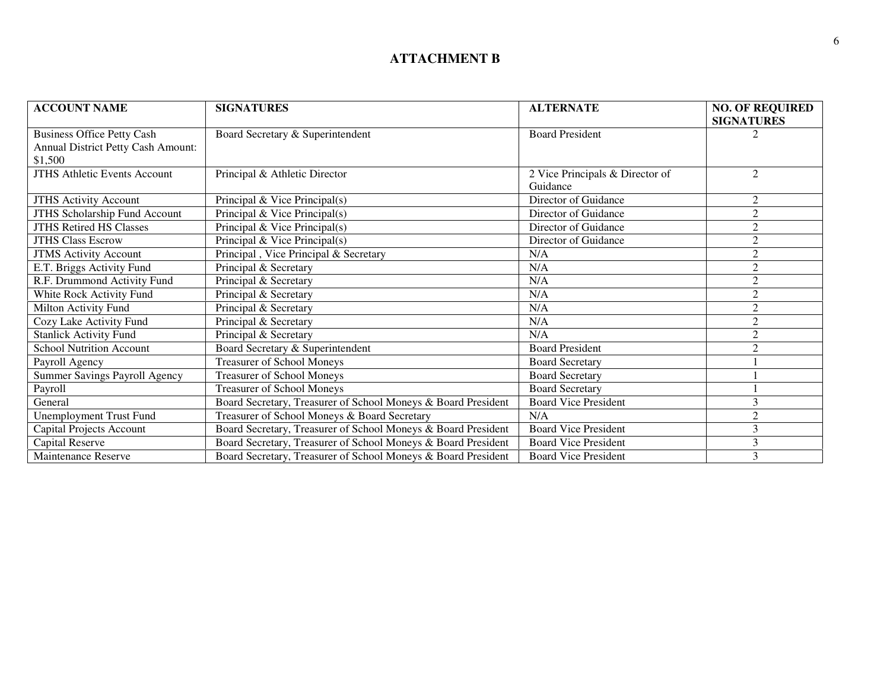# ATTACHMENT B

| ACCOUNT NAME | SIGNATURES | ALTERNATE | NO. OF REQUIRED SIGNATURES |
|---|---|---|---|
| Business Office Petty Cash Annual District Petty Cash Amount: $1,500 | Board Secretary & Superintendent | Board President | 2 |
| JTHS Athletic Events Account | Principal & Athletic Director | 2 Vice Principals & Director of Guidance | 2 |
| JTHS Activity Account | Principal & Vice Principal(s) | Director of Guidance | 2 |
| JTHS Scholarship Fund Account | Principal & Vice Principal(s) | Director of Guidance | 2 |
| JTHS Retired HS Classes | Principal & Vice Principal(s) | Director of Guidance | 2 |
| JTHS Class Escrow | Principal & Vice Principal(s) | Director of Guidance | 2 |
| JTMS Activity Account | Principal , Vice Principal & Secretary | N/A | 2 |
| E.T. Briggs Activity Fund | Principal & Secretary | N/A | 2 |
| R.F. Drummond Activity Fund | Principal & Secretary | N/A | 2 |
| White Rock Activity Fund | Principal & Secretary | N/A | 2 |
| Milton Activity Fund | Principal & Secretary | N/A | 2 |
| Cozy Lake Activity Fund | Principal & Secretary | N/A | 2 |
| Stanlick Activity Fund | Principal & Secretary | N/A | 2 |
| School Nutrition Account | Board Secretary & Superintendent | Board President | 2 |
| Payroll Agency | Treasurer of School Moneys | Board Secretary | 1 |
| Summer Savings Payroll Agency | Treasurer of School Moneys | Board Secretary | 1 |
| Payroll | Treasurer of School Moneys | Board Secretary | 1 |
| General | Board Secretary, Treasurer of School Moneys & Board President | Board Vice President | 3 |
| Unemployment Trust Fund | Treasurer of School Moneys & Board Secretary | N/A | 2 |
| Capital Projects Account | Board Secretary, Treasurer of School Moneys & Board President | Board Vice President | 3 |
| Capital Reserve | Board Secretary, Treasurer of School Moneys & Board President | Board Vice President | 3 |
| Maintenance Reserve | Board Secretary, Treasurer of School Moneys & Board President | Board Vice President | 3 |